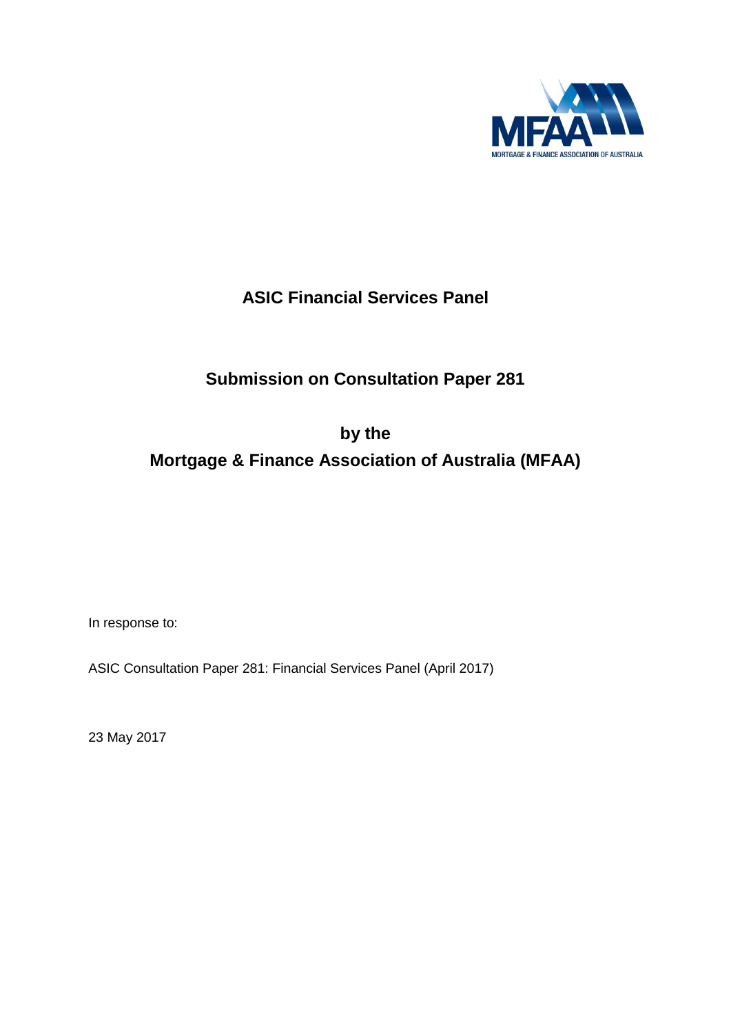MFAA

MORTGAGE & FINANCE ASSOCIATION OF AUSTRALIA

# ASIC Financial Services Panel

## Submission on Consultation Paper 281

## by the
## Mortgage & Finance Association of Australia (MFAA)

In response to:

ASIC Consultation Paper 281: Financial Services Panel (April 2017)

23 May 2017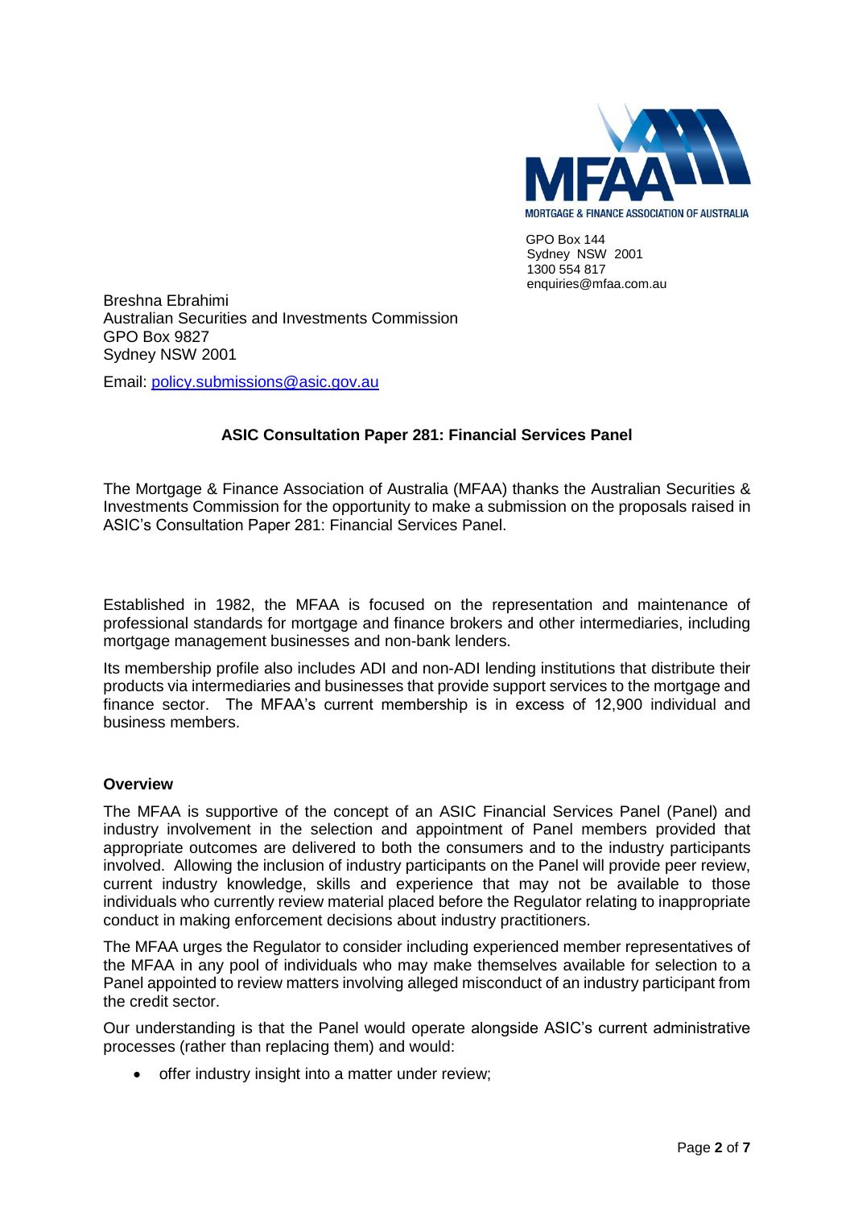MORTGAGE & FINANCE ASSOCIATION OF AUSTRALIA

GPO Box 144
Sydney NSW 2001
1300 554 817
enquiries@mfaa.com.au

Breshna Ebrahimi
Australian Securities and Investments Commission
GPO Box 9827
Sydney NSW 2001

Email: policy.submissions@asic.gov.au

**ASIC Consultation Paper 281: Financial Services Panel**

The Mortgage & Finance Association of Australia (MFAA) thanks the Australian Securities & Investments Commission for the opportunity to make a submission on the proposals raised in ASIC's Consultation Paper 281: Financial Services Panel.

Established in 1982, the MFAA is focused on the representation and maintenance of professional standards for mortgage and finance brokers and other intermediaries, including mortgage management businesses and non-bank lenders.

Its membership profile also includes ADI and non-ADI lending institutions that distribute their products via intermediaries and businesses that provide support services to the mortgage and finance sector. The MFAA's current membership is in excess of 12,900 individual and business members.

**Overview**

The MFAA is supportive of the concept of an ASIC Financial Services Panel (Panel) and industry involvement in the selection and appointment of Panel members provided that appropriate outcomes are delivered to both the consumers and to the industry participants involved. Allowing the inclusion of industry participants on the Panel will provide peer review, current industry knowledge, skills and experience that may not be available to those individuals who currently review material placed before the Regulator relating to inappropriate conduct in making enforcement decisions about industry practitioners.

The MFAA urges the Regulator to consider including experienced member representatives of the MFAA in any pool of individuals who may make themselves available for selection to a Panel appointed to review matters involving alleged misconduct of an industry participant from the credit sector.

Our understanding is that the Panel would operate alongside ASIC's current administrative processes (rather than replacing them) and would:

- offer industry insight into a matter under review;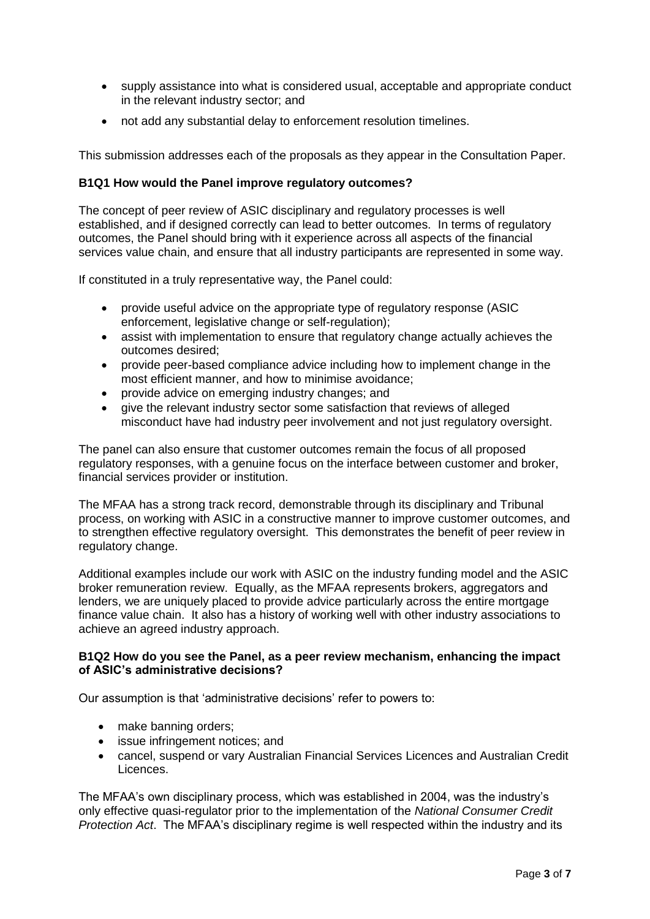- supply assistance into what is considered usual, acceptable and appropriate conduct in the relevant industry sector; and
- not add any substantial delay to enforcement resolution timelines.

This submission addresses each of the proposals as they appear in the Consultation Paper.

**B1Q1 How would the Panel improve regulatory outcomes?**

The concept of peer review of ASIC disciplinary and regulatory processes is well established, and if designed correctly can lead to better outcomes. In terms of regulatory outcomes, the Panel should bring with it experience across all aspects of the financial services value chain, and ensure that all industry participants are represented in some way.

If constituted in a truly representative way, the Panel could:

- provide useful advice on the appropriate type of regulatory response (ASIC enforcement, legislative change or self-regulation);
- assist with implementation to ensure that regulatory change actually achieves the outcomes desired;
- provide peer-based compliance advice including how to implement change in the most efficient manner, and how to minimise avoidance;
- provide advice on emerging industry changes; and
- give the relevant industry sector some satisfaction that reviews of alleged misconduct have had industry peer involvement and not just regulatory oversight.

The panel can also ensure that customer outcomes remain the focus of all proposed regulatory responses, with a genuine focus on the interface between customer and broker, financial services provider or institution.

The MFAA has a strong track record, demonstrable through its disciplinary and Tribunal process, on working with ASIC in a constructive manner to improve customer outcomes, and to strengthen effective regulatory oversight. This demonstrates the benefit of peer review in regulatory change.

Additional examples include our work with ASIC on the industry funding model and the ASIC broker remuneration review. Equally, as the MFAA represents brokers, aggregators and lenders, we are uniquely placed to provide advice particularly across the entire mortgage finance value chain. It also has a history of working well with other industry associations to achieve an agreed industry approach.

**B1Q2 How do you see the Panel, as a peer review mechanism, enhancing the impact of ASIC's administrative decisions?**

Our assumption is that 'administrative decisions' refer to powers to:

- make banning orders;
- issue infringement notices; and
- cancel, suspend or vary Australian Financial Services Licences and Australian Credit Licences.

The MFAA's own disciplinary process, which was established in 2004, was the industry's only effective quasi-regulator prior to the implementation of the *National Consumer Credit Protection Act*. The MFAA's disciplinary regime is well respected within the industry and its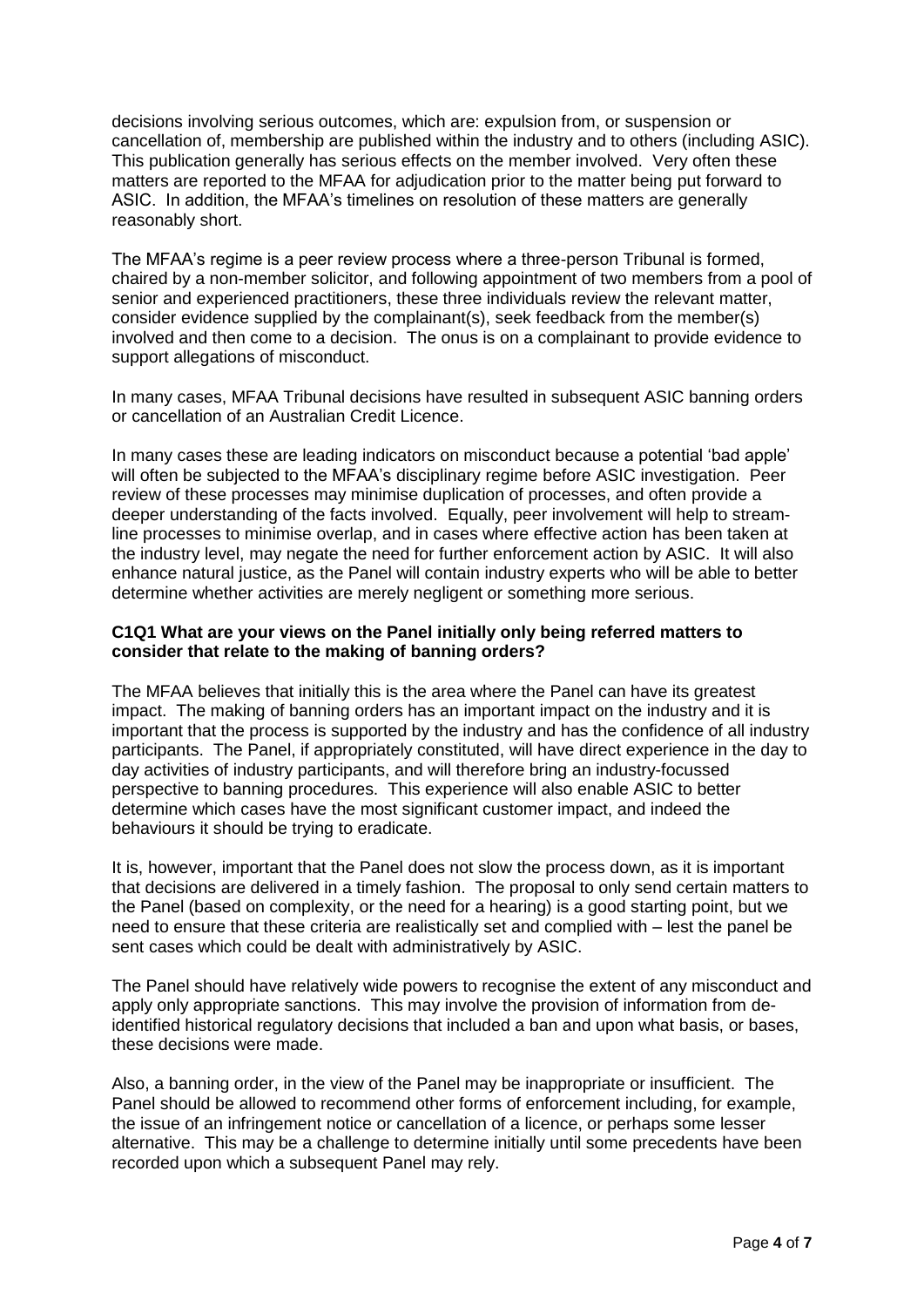decisions involving serious outcomes, which are: expulsion from, or suspension or cancellation of, membership are published within the industry and to others (including ASIC). This publication generally has serious effects on the member involved. Very often these matters are reported to the MFAA for adjudication prior to the matter being put forward to ASIC. In addition, the MFAA's timelines on resolution of these matters are generally reasonably short.

The MFAA's regime is a peer review process where a three-person Tribunal is formed, chaired by a non-member solicitor, and following appointment of two members from a pool of senior and experienced practitioners, these three individuals review the relevant matter, consider evidence supplied by the complainant(s), seek feedback from the member(s) involved and then come to a decision. The onus is on a complainant to provide evidence to support allegations of misconduct.

In many cases, MFAA Tribunal decisions have resulted in subsequent ASIC banning orders or cancellation of an Australian Credit Licence.

In many cases these are leading indicators on misconduct because a potential 'bad apple' will often be subjected to the MFAA's disciplinary regime before ASIC investigation. Peer review of these processes may minimise duplication of processes, and often provide a deeper understanding of the facts involved. Equally, peer involvement will help to stream-line processes to minimise overlap, and in cases where effective action has been taken at the industry level, may negate the need for further enforcement action by ASIC. It will also enhance natural justice, as the Panel will contain industry experts who will be able to better determine whether activities are merely negligent or something more serious.

**C1Q1 What are your views on the Panel initially only being referred matters to consider that relate to the making of banning orders?**

The MFAA believes that initially this is the area where the Panel can have its greatest impact. The making of banning orders has an important impact on the industry and it is important that the process is supported by the industry and has the confidence of all industry participants. The Panel, if appropriately constituted, will have direct experience in the day to day activities of industry participants, and will therefore bring an industry-focussed perspective to banning procedures. This experience will also enable ASIC to better determine which cases have the most significant customer impact, and indeed the behaviours it should be trying to eradicate.

It is, however, important that the Panel does not slow the process down, as it is important that decisions are delivered in a timely fashion. The proposal to only send certain matters to the Panel (based on complexity, or the need for a hearing) is a good starting point, but we need to ensure that these criteria are realistically set and complied with – lest the panel be sent cases which could be dealt with administratively by ASIC.

The Panel should have relatively wide powers to recognise the extent of any misconduct and apply only appropriate sanctions. This may involve the provision of information from de-identified historical regulatory decisions that included a ban and upon what basis, or bases, these decisions were made.

Also, a banning order, in the view of the Panel may be inappropriate or insufficient. The Panel should be allowed to recommend other forms of enforcement including, for example, the issue of an infringement notice or cancellation of a licence, or perhaps some lesser alternative. This may be a challenge to determine initially until some precedents have been recorded upon which a subsequent Panel may rely.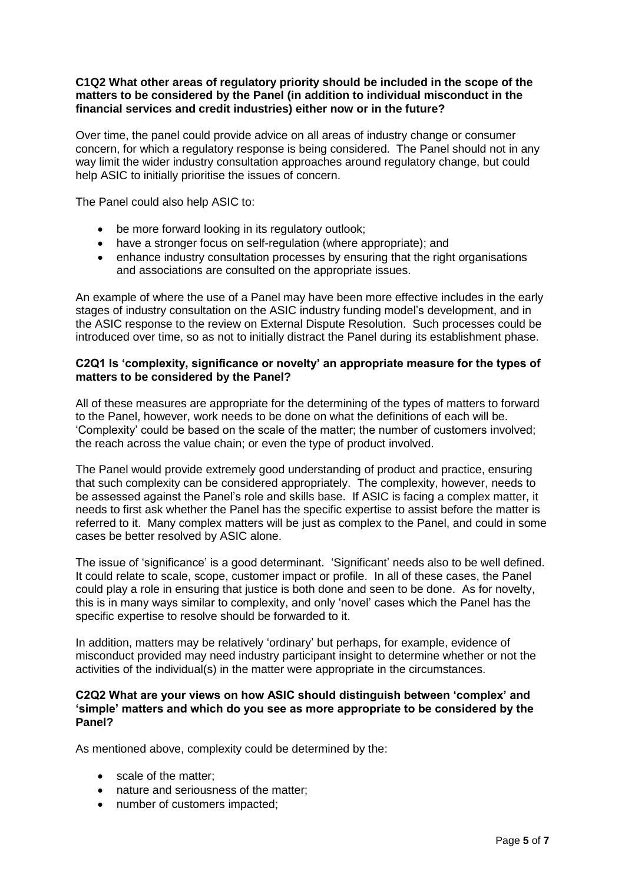**C1Q2 What other areas of regulatory priority should be included in the scope of the matters to be considered by the Panel (in addition to individual misconduct in the financial services and credit industries) either now or in the future?**

Over time, the panel could provide advice on all areas of industry change or consumer concern, for which a regulatory response is being considered. The Panel should not in any way limit the wider industry consultation approaches around regulatory change, but could help ASIC to initially prioritise the issues of concern.

The Panel could also help ASIC to:

- be more forward looking in its regulatory outlook;
- have a stronger focus on self-regulation (where appropriate); and
- enhance industry consultation processes by ensuring that the right organisations and associations are consulted on the appropriate issues.

An example of where the use of a Panel may have been more effective includes in the early stages of industry consultation on the ASIC industry funding model's development, and in the ASIC response to the review on External Dispute Resolution. Such processes could be introduced over time, so as not to initially distract the Panel during its establishment phase.

**C2Q1 Is 'complexity, significance or novelty' an appropriate measure for the types of matters to be considered by the Panel?**

All of these measures are appropriate for the determining of the types of matters to forward to the Panel, however, work needs to be done on what the definitions of each will be. 'Complexity' could be based on the scale of the matter; the number of customers involved; the reach across the value chain; or even the type of product involved.

The Panel would provide extremely good understanding of product and practice, ensuring that such complexity can be considered appropriately. The complexity, however, needs to be assessed against the Panel's role and skills base. If ASIC is facing a complex matter, it needs to first ask whether the Panel has the specific expertise to assist before the matter is referred to it. Many complex matters will be just as complex to the Panel, and could in some cases be better resolved by ASIC alone.

The issue of 'significance' is a good determinant. 'Significant' needs also to be well defined. It could relate to scale, scope, customer impact or profile. In all of these cases, the Panel could play a role in ensuring that justice is both done and seen to be done. As for novelty, this is in many ways similar to complexity, and only 'novel' cases which the Panel has the specific expertise to resolve should be forwarded to it.

In addition, matters may be relatively 'ordinary' but perhaps, for example, evidence of misconduct provided may need industry participant insight to determine whether or not the activities of the individual(s) in the matter were appropriate in the circumstances.

**C2Q2 What are your views on how ASIC should distinguish between 'complex' and 'simple' matters and which do you see as more appropriate to be considered by the Panel?**

As mentioned above, complexity could be determined by the:

- scale of the matter;
- nature and seriousness of the matter;
- number of customers impacted;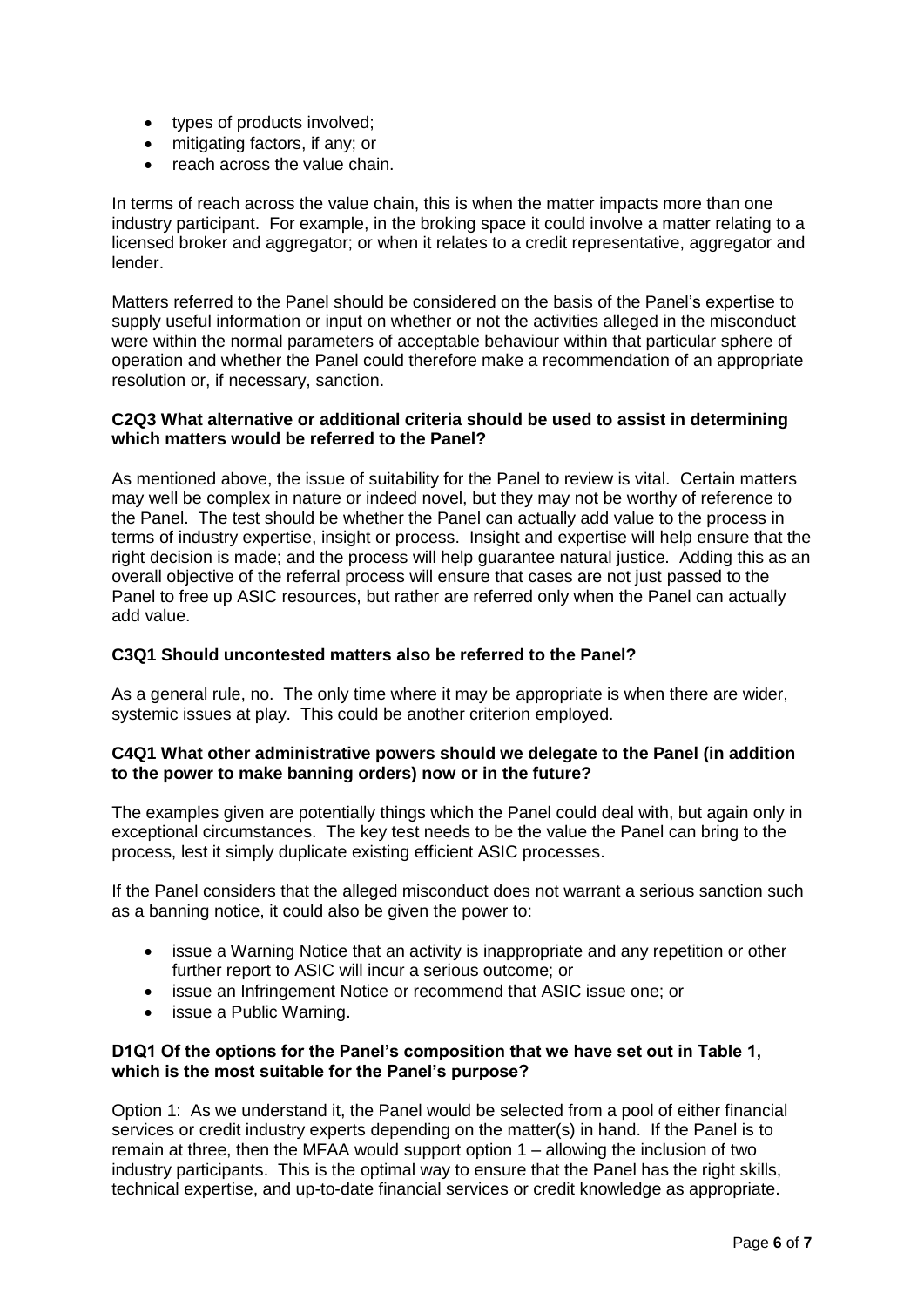- types of products involved;
- mitigating factors, if any; or
- reach across the value chain.

In terms of reach across the value chain, this is when the matter impacts more than one industry participant. For example, in the broking space it could involve a matter relating to a licensed broker and aggregator; or when it relates to a credit representative, aggregator and lender.

Matters referred to the Panel should be considered on the basis of the Panel's expertise to supply useful information or input on whether or not the activities alleged in the misconduct were within the normal parameters of acceptable behaviour within that particular sphere of operation and whether the Panel could therefore make a recommendation of an appropriate resolution or, if necessary, sanction.

**C2Q3 What alternative or additional criteria should be used to assist in determining which matters would be referred to the Panel?**

As mentioned above, the issue of suitability for the Panel to review is vital. Certain matters may well be complex in nature or indeed novel, but they may not be worthy of reference to the Panel. The test should be whether the Panel can actually add value to the process in terms of industry expertise, insight or process. Insight and expertise will help ensure that the right decision is made; and the process will help guarantee natural justice. Adding this as an overall objective of the referral process will ensure that cases are not just passed to the Panel to free up ASIC resources, but rather are referred only when the Panel can actually add value.

**C3Q1 Should uncontested matters also be referred to the Panel?**

As a general rule, no. The only time where it may be appropriate is when there are wider, systemic issues at play. This could be another criterion employed.

**C4Q1 What other administrative powers should we delegate to the Panel (in addition to the power to make banning orders) now or in the future?**

The examples given are potentially things which the Panel could deal with, but again only in exceptional circumstances. The key test needs to be the value the Panel can bring to the process, lest it simply duplicate existing efficient ASIC processes.

If the Panel considers that the alleged misconduct does not warrant a serious sanction such as a banning notice, it could also be given the power to:

- issue a Warning Notice that an activity is inappropriate and any repetition or other further report to ASIC will incur a serious outcome; or
- issue an Infringement Notice or recommend that ASIC issue one; or
- issue a Public Warning.

**D1Q1 Of the options for the Panel's composition that we have set out in Table 1, which is the most suitable for the Panel's purpose?**

Option 1: As we understand it, the Panel would be selected from a pool of either financial services or credit industry experts depending on the matter(s) in hand. If the Panel is to remain at three, then the MFAA would support option 1 – allowing the inclusion of two industry participants. This is the optimal way to ensure that the Panel has the right skills, technical expertise, and up-to-date financial services or credit knowledge as appropriate.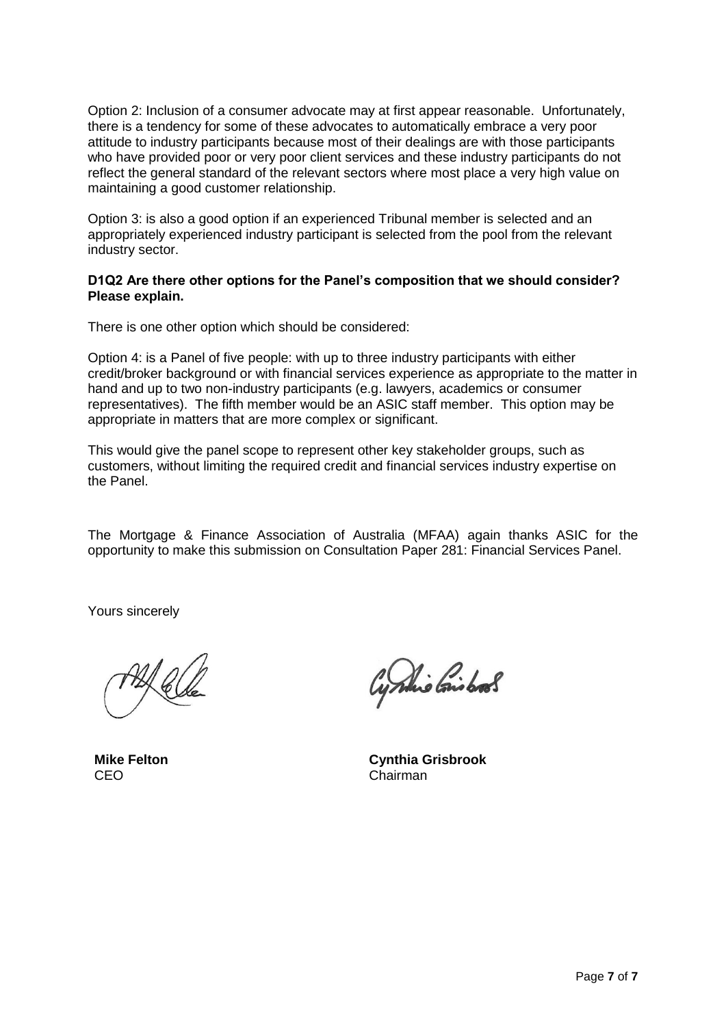Option 2: Inclusion of a consumer advocate may at first appear reasonable. Unfortunately, there is a tendency for some of these advocates to automatically embrace a very poor attitude to industry participants because most of their dealings are with those participants who have provided poor or very poor client services and these industry participants do not reflect the general standard of the relevant sectors where most place a very high value on maintaining a good customer relationship.

Option 3: is also a good option if an experienced Tribunal member is selected and an appropriately experienced industry participant is selected from the pool from the relevant industry sector.

**D1Q2 Are there other options for the Panel's composition that we should consider? Please explain.**

There is one other option which should be considered:

Option 4: is a Panel of five people: with up to three industry participants with either credit/broker background or with financial services experience as appropriate to the matter in hand and up to two non-industry participants (e.g. lawyers, academics or consumer representatives). The fifth member would be an ASIC staff member. This option may be appropriate in matters that are more complex or significant.

This would give the panel scope to represent other key stakeholder groups, such as customers, without limiting the required credit and financial services industry expertise on the Panel.

The Mortgage & Finance Association of Australia (MFAA) again thanks ASIC for the opportunity to make this submission on Consultation Paper 281: Financial Services Panel.

Yours sincerely

**Mike Felton**
CEO

**Cynthia Grisbrook**
Chairman